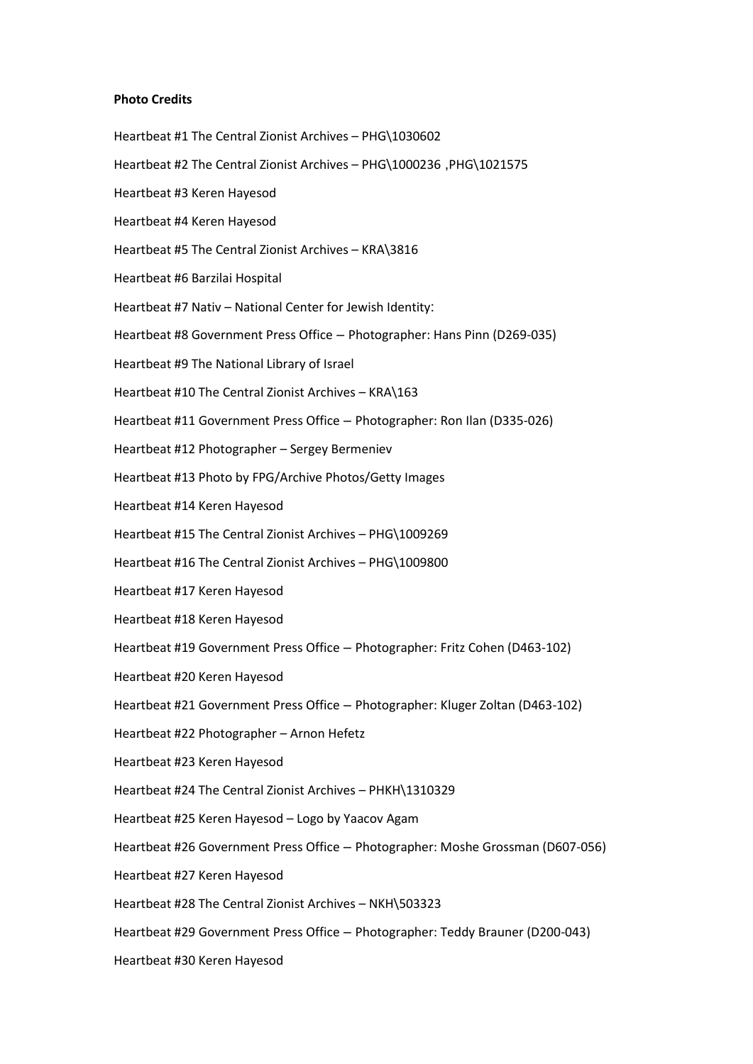**Photo Credits**

Heartbeat #1 The Central Zionist Archives – PHG\1030602

Heartbeat #2 The Central Zionist Archives – PHG\1000236 ,PHG\1021575

Heartbeat #3 Keren Hayesod

Heartbeat #4 Keren Hayesod

Heartbeat #5 The Central Zionist Archives – KRA\3816

Heartbeat #6 Barzilai Hospital

Heartbeat #7 Nativ – National Center for Jewish Identity:

Heartbeat #8 Government Press Office – Photographer: Hans Pinn (D269-035)

Heartbeat #9 The National Library of Israel

Heartbeat #10 The Central Zionist Archives – KRA\163

Heartbeat #11 Government Press Office – Photographer: Ron Ilan (D335-026)

Heartbeat #12 Photographer – Sergey Bermeniev

Heartbeat #13 Photo by FPG/Archive Photos/Getty Images

Heartbeat #14 Keren Hayesod

Heartbeat #15 The Central Zionist Archives – PHG\1009269

Heartbeat #16 The Central Zionist Archives – PHG\1009800

Heartbeat #17 Keren Hayesod

Heartbeat #18 Keren Hayesod

Heartbeat #19 Government Press Office – Photographer: Fritz Cohen (D463-102)

Heartbeat #20 Keren Hayesod

Heartbeat #21 Government Press Office – Photographer: Kluger Zoltan (D463-102)

Heartbeat #22 Photographer – Arnon Hefetz

Heartbeat #23 Keren Hayesod

Heartbeat #24 The Central Zionist Archives – PHKH\1310329

Heartbeat #25 Keren Hayesod – Logo by Yaacov Agam

Heartbeat #26 Government Press Office – Photographer: Moshe Grossman (D607-056)

Heartbeat #27 Keren Hayesod

Heartbeat #28 The Central Zionist Archives – NKH\503323

Heartbeat #29 Government Press Office – Photographer: Teddy Brauner (D200-043)

Heartbeat #30 Keren Hayesod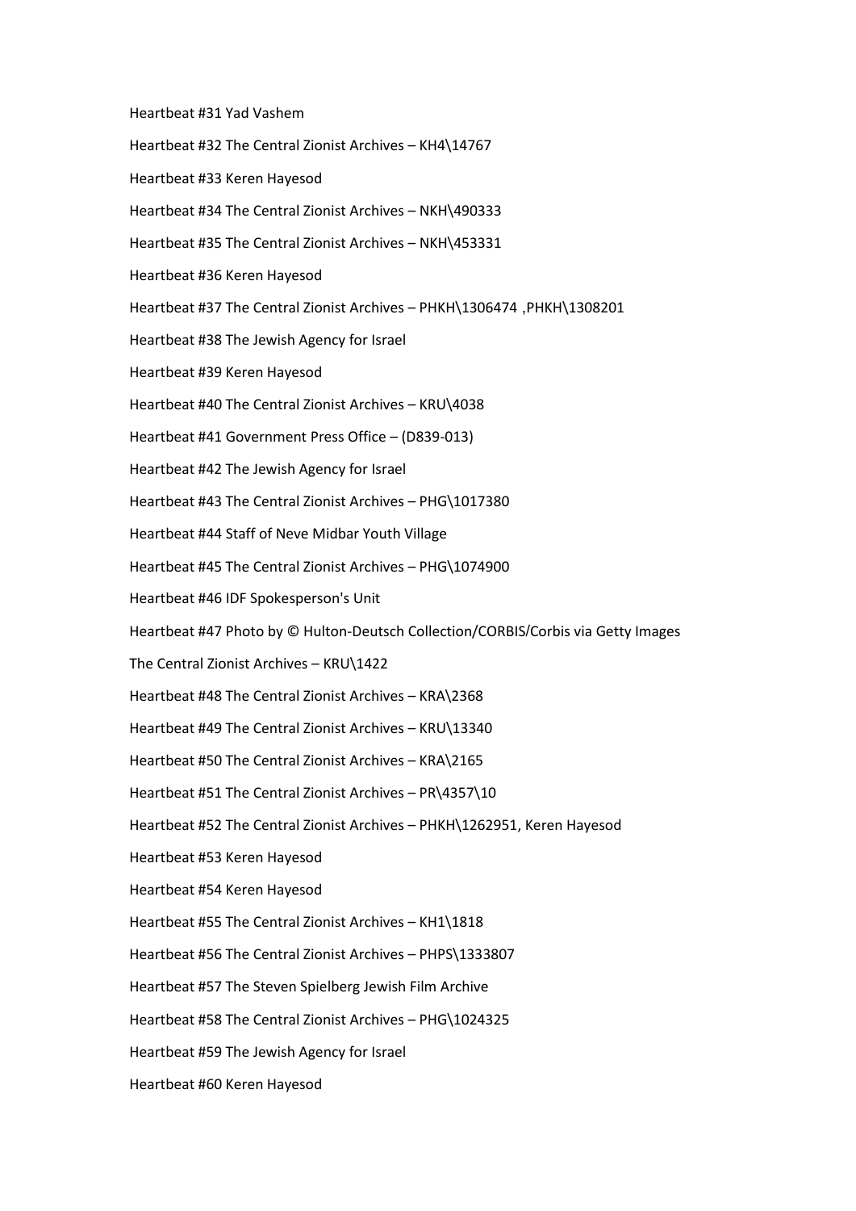Heartbeat #31 Yad Vashem

Heartbeat #32 The Central Zionist Archives – KH4\14767

Heartbeat #33 Keren Hayesod

Heartbeat #34 The Central Zionist Archives – NKH\490333

Heartbeat #35 The Central Zionist Archives – NKH\453331

Heartbeat #36 Keren Hayesod

Heartbeat #37 The Central Zionist Archives – PHKH\1306474 ,PHKH\1308201

Heartbeat #38 The Jewish Agency for Israel

Heartbeat #39 Keren Hayesod

Heartbeat #40 The Central Zionist Archives – KRU\4038

Heartbeat #41 Government Press Office – (D839-013)

Heartbeat #42 The Jewish Agency for Israel

Heartbeat #43 The Central Zionist Archives – PHG\1017380

Heartbeat #44 Staff of Neve Midbar Youth Village

Heartbeat #45 The Central Zionist Archives – PHG\1074900

Heartbeat #46 IDF Spokesperson's Unit

Heartbeat #47 Photo by © Hulton-Deutsch Collection/CORBIS/Corbis via Getty Images

The Central Zionist Archives – KRU\1422

Heartbeat #48 The Central Zionist Archives – KRA\2368

Heartbeat #49 The Central Zionist Archives – KRU\13340

Heartbeat #50 The Central Zionist Archives – KRA\2165

Heartbeat #51 The Central Zionist Archives – PR\4357\10

Heartbeat #52 The Central Zionist Archives – PHKH\1262951, Keren Hayesod

Heartbeat #53 Keren Hayesod

Heartbeat #54 Keren Hayesod

Heartbeat #55 The Central Zionist Archives – KH1\1818

Heartbeat #56 The Central Zionist Archives – PHPS\1333807

Heartbeat #57 The Steven Spielberg Jewish Film Archive

Heartbeat #58 The Central Zionist Archives – PHG\1024325

Heartbeat #59 The Jewish Agency for Israel

Heartbeat #60 Keren Hayesod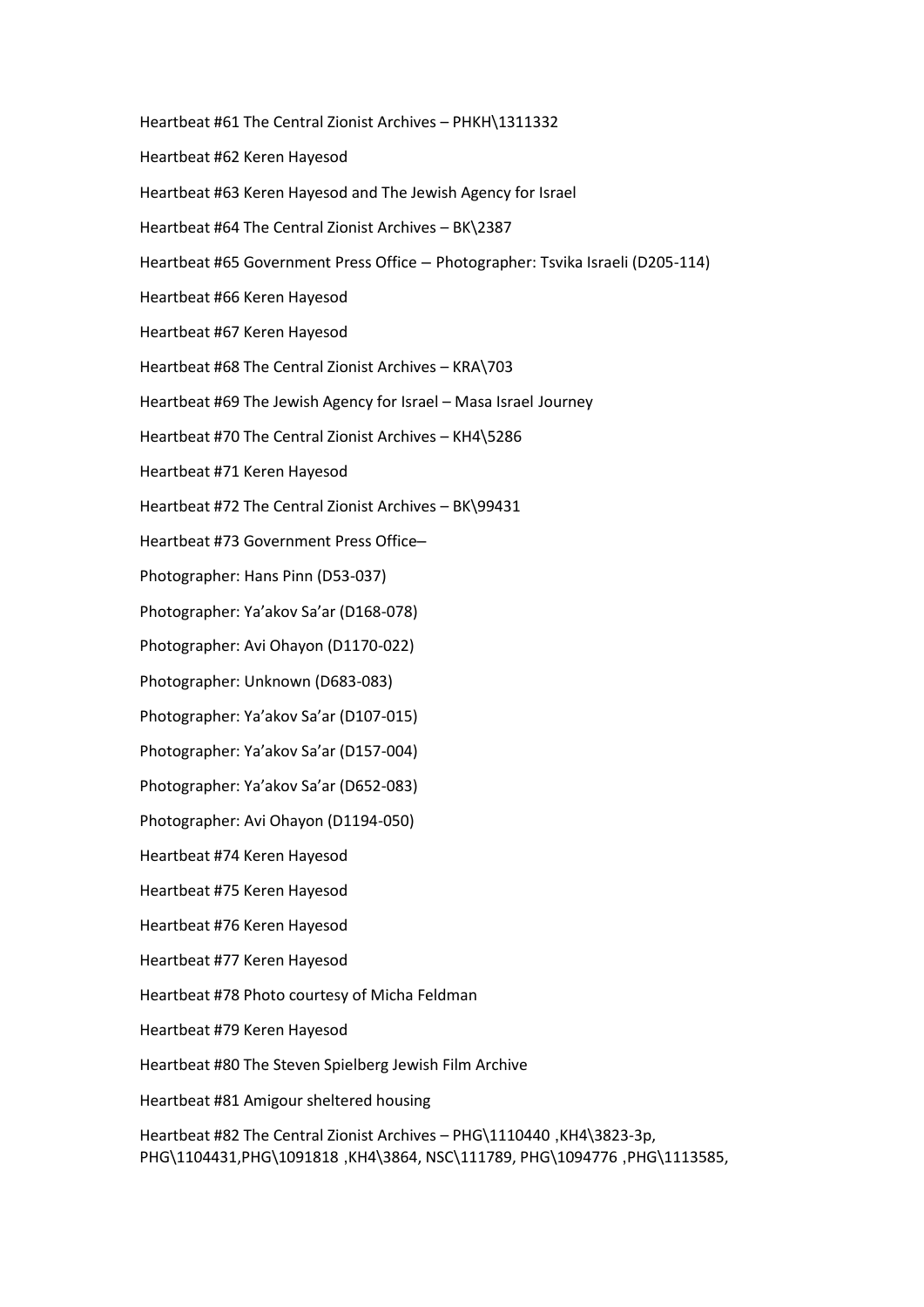Heartbeat #61 The Central Zionist Archives – PHKH\1311332

Heartbeat #62 Keren Hayesod

Heartbeat #63 Keren Hayesod and The Jewish Agency for Israel

Heartbeat #64 The Central Zionist Archives – BK\2387

Heartbeat #65 Government Press Office – Photographer: Tsvika Israeli (D205-114)

Heartbeat #66 Keren Hayesod

Heartbeat #67 Keren Hayesod

Heartbeat #68 The Central Zionist Archives – KRA\703

Heartbeat #69 The Jewish Agency for Israel – Masa Israel Journey

Heartbeat #70 The Central Zionist Archives – KH4\5286

Heartbeat #71 Keren Hayesod

Heartbeat #72 The Central Zionist Archives – BK\99431

Heartbeat #73 Government Press Office–

Photographer: Hans Pinn (D53-037)

Photographer: Ya'akov Sa'ar (D168-078)

Photographer: Avi Ohayon (D1170-022)

Photographer: Unknown (D683-083)

Photographer: Ya'akov Sa'ar (D107-015)

Photographer: Ya'akov Sa'ar (D157-004)

Photographer: Ya'akov Sa'ar (D652-083)

Photographer: Avi Ohayon (D1194-050)

Heartbeat #74 Keren Hayesod

Heartbeat #75 Keren Hayesod

Heartbeat #76 Keren Hayesod

Heartbeat #77 Keren Hayesod

Heartbeat #78 Photo courtesy of Micha Feldman

Heartbeat #79 Keren Hayesod

Heartbeat #80 The Steven Spielberg Jewish Film Archive

Heartbeat #81 Amigour sheltered housing

Heartbeat #82 The Central Zionist Archives – PHG\1110440 ,KH4\3823-3p, PHG\1104431,PHG\1091818 ,KH4\3864, NSC\111789, PHG\1094776 ,PHG\1113585,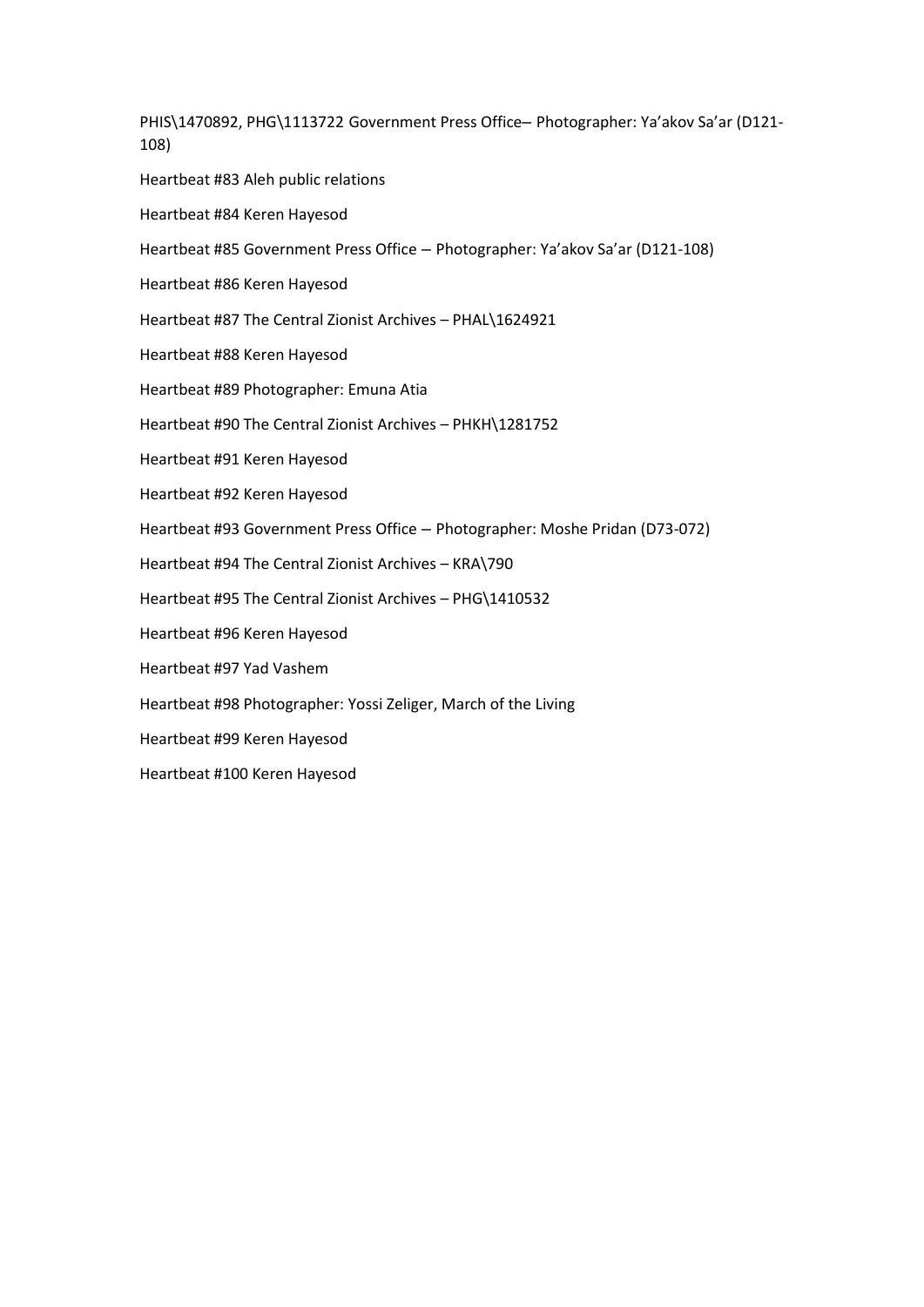PHIS\1470892, PHG\1113722 Government Press Office– Photographer: Ya'akov Sa'ar (D121-108)

Heartbeat #83 Aleh public relations

Heartbeat #84 Keren Hayesod

Heartbeat #85 Government Press Office – Photographer: Ya'akov Sa'ar (D121-108)

Heartbeat #86 Keren Hayesod

Heartbeat #87 The Central Zionist Archives – PHAL\1624921

Heartbeat #88 Keren Hayesod

Heartbeat #89 Photographer: Emuna Atia

Heartbeat #90 The Central Zionist Archives – PHKH\1281752

Heartbeat #91 Keren Hayesod

Heartbeat #92 Keren Hayesod

Heartbeat #93 Government Press Office – Photographer: Moshe Pridan (D73-072)

Heartbeat #94 The Central Zionist Archives – KRA\790

Heartbeat #95 The Central Zionist Archives – PHG\1410532

Heartbeat #96 Keren Hayesod

Heartbeat #97 Yad Vashem

Heartbeat #98 Photographer: Yossi Zeliger, March of the Living

Heartbeat #99 Keren Hayesod

Heartbeat #100 Keren Hayesod